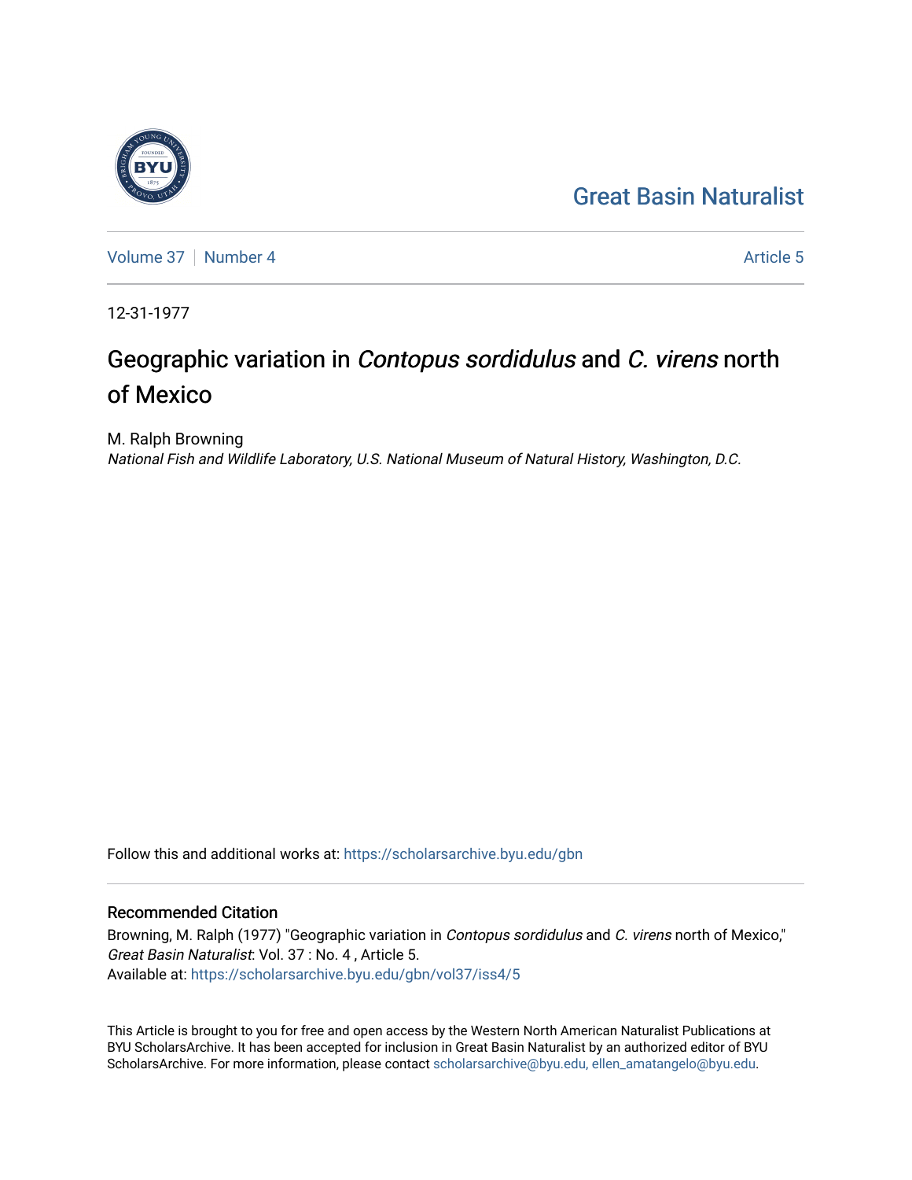Great Basin Naturalist

Volume 37 | Number 4 Article 5

12-31-1977

# Geographic variation in *Contopus sordidulus* and *C. virens* north of Mexico

M. Ralph Browning
*National Fish and Wildlife Laboratory, U.S. National Museum of Natural History, Washington, D.C.*

Follow this and additional works at: https://scholarsarchive.byu.edu/gbn

## Recommended Citation

Browning, M. Ralph (1977) "Geographic variation in *Contopus sordidulus* and *C. virens* north of Mexico," *Great Basin Naturalist*: Vol. 37 : No. 4 , Article 5.
Available at: https://scholarsarchive.byu.edu/gbn/vol37/iss4/5

This Article is brought to you for free and open access by the Western North American Naturalist Publications at BYU ScholarsArchive. It has been accepted for inclusion in Great Basin Naturalist by an authorized editor of BYU ScholarsArchive. For more information, please contact scholarsarchive@byu.edu, ellen_amatangelo@byu.edu.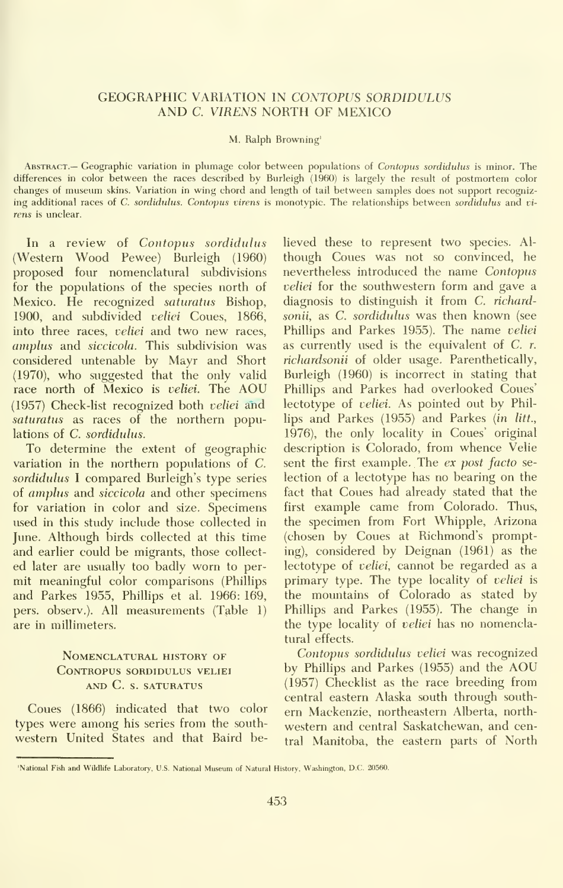# GEOGRAPHIC VARIATION IN *CONTOPUS SORDIDULUS* AND *C. VIRENS* NORTH OF MEXICO

M. Ralph Browning[1]

Abstract.— Geographic variation in plumage color between populations of *Contopus sordidulus* is minor. The differences in color between the races described by Burleigh (1960) is largely the result of postmortem color changes of museum skins. Variation in wing chord and length of tail between samples does not support recognizing additional races of *C. sordidulus*. *Contopus virens* is monotypic. The relationships between *sordidulus* and *virens* is unclear.

In a review of *Contopus sordidulus* (Western Wood Pewee) Burleigh (1960) proposed four nomenclatural subdivisions for the populations of the species north of Mexico. He recognized *saturatus* Bishop, 1900, and subdivided *veliei* Coues, 1866, into three races, *veliei* and two new races, *amplus* and *siccicola*. This subdivision was considered untenable by Mayr and Short (1970), who suggested that the only valid race north of Mexico is *veliei*. The AOU (1957) Check-list recognized both *veliei* and *saturatus* as races of the northern populations of *C. sordidulus*.

To determine the extent of geographic variation in the northern populations of *C. sordidulus* I compared Burleigh's type series of *amplus* and *siccicola* and other specimens for variation in color and size. Specimens used in this study include those collected in June. Although birds collected at this time and earlier could be migrants, those collected later are usually too badly worn to permit meaningful color comparisons (Phillips and Parkes 1955, Phillips et al. 1966: 169, pers. observ.). All measurements (Table 1) are in millimeters.

## Nomenclatural history of *Contropus sordidulus veliei* and *C. s. saturatus*

Coues (1866) indicated that two color types were among his series from the southwestern United States and that Baird believed these to represent two species. Although Coues was not so convinced, he nevertheless introduced the name *Contopus veliei* for the southwestern form and gave a diagnosis to distinguish it from *C. richardsonii*, as *C. sordidulus* was then known (see Phillips and Parkes 1955). The name *veliei* as currently used is the equivalent of *C. r. richardsonii* of older usage. Parenthetically, Burleigh (1960) is incorrect in stating that Phillips and Parkes had overlooked Coues' lectotype of *veliei*. As pointed out by Phillips and Parkes (1955) and Parkes (*in litt.*, 1976), the only locality in Coues' original description is Colorado, from whence Velie sent the first example. The *ex post facto* selection of a lectotype has no bearing on the fact that Coues had already stated that the first example came from Colorado. Thus, the specimen from Fort Whipple, Arizona (chosen by Coues at Richmond's prompting), considered by Deignan (1961) as the lectotype of *veliei*, cannot be regarded as a primary type. The type locality of *veliei* is the mountains of Colorado as stated by Phillips and Parkes (1955). The change in the type locality of *veliei* has no nomenclatural effects.

*Contopus sordidulus veliei* was recognized by Phillips and Parkes (1955) and the AOU (1957) Checklist as the race breeding from central eastern Alaska south through southern Mackenzie, northeastern Alberta, northwestern and central Saskatchewan, and central Manitoba, the eastern parts of North

[1]National Fish and Wildlife Laboratory, U.S. National Museum of Natural History, Washington, D.C. 20560.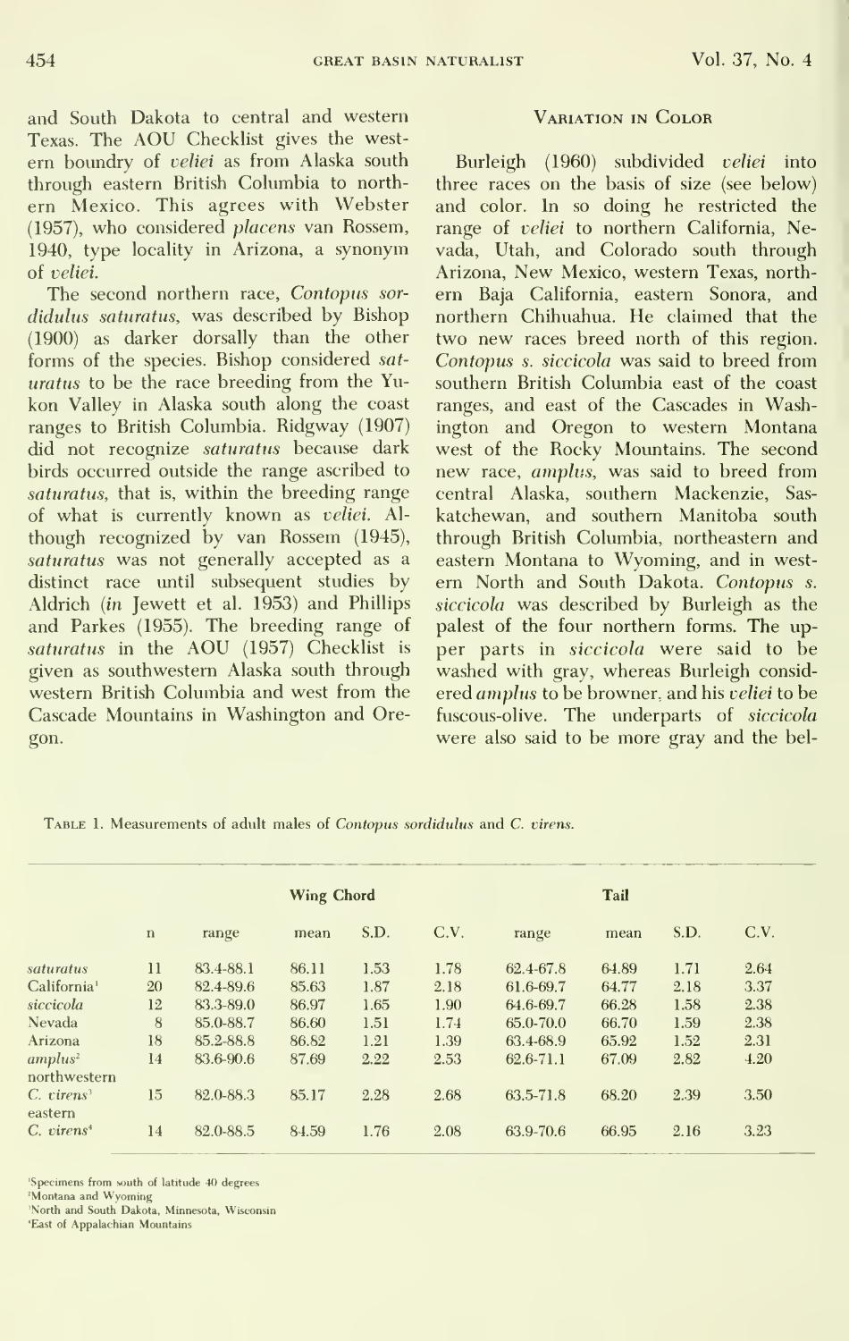and South Dakota to central and western Texas. The AOU Checklist gives the western boundry of *veliei* as from Alaska south through eastern British Columbia to northern Mexico. This agrees with Webster (1957), who considered *placens* van Rossem, 1940, type locality in Arizona, a synonym of *veliei*.

The second northern race, *Contopus sordidulus saturatus*, was described by Bishop (1900) as darker dorsally than the other forms of the species. Bishop considered *saturatus* to be the race breeding from the Yukon Valley in Alaska south along the coast ranges to British Columbia. Ridgway (1907) did not recognize *saturatus* because dark birds occurred outside the range ascribed to *saturatus*, that is, within the breeding range of what is currently known as *veliei*. Although recognized by van Rossem (1945), *saturatus* was not generally accepted as a distinct race until subsequent studies by Aldrich (*in* Jewett et al. 1953) and Phillips and Parkes (1955). The breeding range of *saturatus* in the AOU (1957) Checklist is given as southwestern Alaska south through western British Columbia and west from the Cascade Mountains in Washington and Oregon.

## Variation in Color

Burleigh (1960) subdivided *veliei* into three races on the basis of size (see below) and color. In so doing he restricted the range of *veliei* to northern California, Nevada, Utah, and Colorado south through Arizona, New Mexico, western Texas, northern Baja California, eastern Sonora, and northern Chihuahua. He claimed that the two new races breed north of this region. *Contopus s. siccicola* was said to breed from southern British Columbia east of the coast ranges, and east of the Cascades in Washington and Oregon to western Montana west of the Rocky Mountains. The second new race, *amplus*, was said to breed from central Alaska, southern Mackenzie, Saskatchewan, and southern Manitoba south through British Columbia, northeastern and eastern Montana to Wyoming, and in western North and South Dakota. *Contopus s. siccicola* was described by Burleigh as the palest of the four northern forms. The upper parts in *siccicola* were said to be washed with gray, whereas Burleigh considered *amplus* to be browner, and his *veliei* to be fuscous-olive. The underparts of *siccicola* were also said to be more gray and the bel-

Table 1. Measurements of adult males of *Contopus sordidulus* and *C. virens*.

| | | Wing Chord | | | | Tail | | | |
|---|---|---|---|---|---|---|---|---|---|
| | n | range | mean | S.D. | C.V. | range | mean | S.D. | C.V. |
| *saturatus* | 11 | 83.4-88.1 | 86.11 | 1.53 | 1.78 | 62.4-67.8 | 64.89 | 1.71 | 2.64 |
| California[1] | 20 | 82.4-89.6 | 85.63 | 1.87 | 2.18 | 61.6-69.7 | 64.77 | 2.18 | 3.37 |
| *siccicola* | 12 | 83.3-89.0 | 86.97 | 1.65 | 1.90 | 64.6-69.7 | 66.28 | 1.58 | 2.38 |
| Nevada | 8 | 85.0-88.7 | 86.60 | 1.51 | 1.74 | 65.0-70.0 | 66.70 | 1.59 | 2.38 |
| Arizona | 18 | 85.2-88.8 | 86.82 | 1.21 | 1.39 | 63.4-68.9 | 65.92 | 1.52 | 2.31 |
| *amplus*[2] | 14 | 83.6-90.6 | 87.69 | 2.22 | 2.53 | 62.6-71.1 | 67.09 | 2.82 | 4.20 |
| northwestern *C. virens*[3] | 15 | 82.0-88.3 | 85.17 | 2.28 | 2.68 | 63.5-71.8 | 68.20 | 2.39 | 3.50 |
| eastern *C. virens*[4] | 14 | 82.0-88.5 | 84.59 | 1.76 | 2.08 | 63.9-70.6 | 66.95 | 2.16 | 3.23 |

[1]Specimens from south of latitude 40 degrees
[2]Montana and Wyoming
[3]North and South Dakota, Minnesota, Wisconsin
[4]East of Appalachian Mountains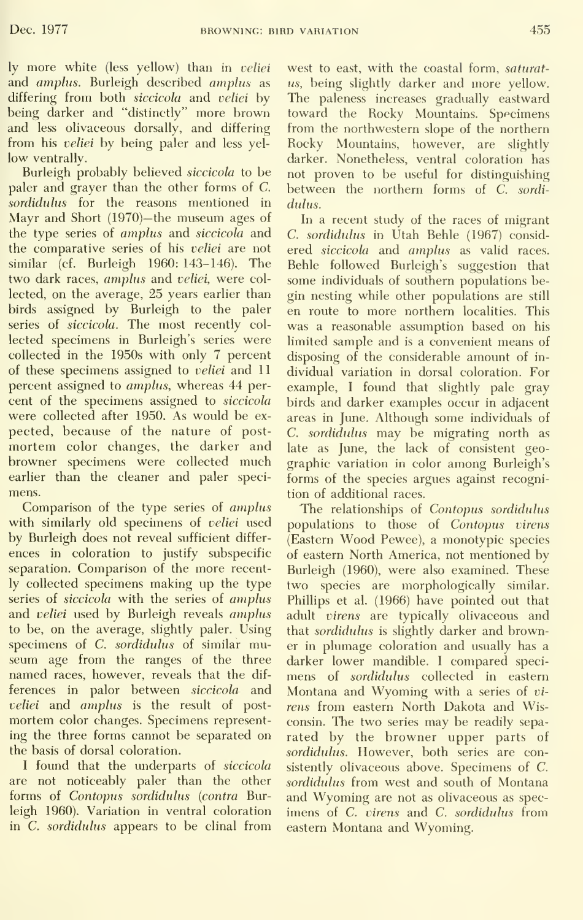ly more white (less yellow) than in *veliei* and *amplus*. Burleigh described *amplus* as differing from both *siccicola* and *veliei* by being darker and "distinctly" more brown and less olivaceous dorsally, and differing from his *veliei* by being paler and less yellow ventrally.

Burleigh probably believed *siccicola* to be paler and grayer than the other forms of *C. sordidulus* for the reasons mentioned in Mayr and Short (1970)—the museum ages of the type series of *amplus* and *siccicola* and the comparative series of his *veliei* are not similar (cf. Burleigh 1960: 143–146). The two dark races, *amplus* and *veliei*, were collected, on the average, 25 years earlier than birds assigned by Burleigh to the paler series of *siccicola*. The most recently collected specimens in Burleigh's series were collected in the 1950s with only 7 percent of these specimens assigned to *veliei* and 11 percent assigned to *amplus*, whereas 44 percent of the specimens assigned to *siccicola* were collected after 1950. As would be expected, because of the nature of post-mortem color changes, the darker and browner specimens were collected much earlier than the cleaner and paler specimens.

Comparison of the type series of *amplus* with similarly old specimens of *veliei* used by Burleigh does not reveal sufficient differences in coloration to justify subspecific separation. Comparison of the more recently collected specimens making up the type series of *siccicola* with the series of *amplus* and *veliei* used by Burleigh reveals *amplus* to be, on the average, slightly paler. Using specimens of *C. sordidulus* of similar museum age from the ranges of the three named races, however, reveals that the differences in palor between *siccicola* and *veliei* and *amplus* is the result of post-mortem color changes. Specimens representing the three forms cannot be separated on the basis of dorsal coloration.

I found that the underparts of *siccicola* are not noticeably paler than the other forms of *Contopus sordidulus* (*contra* Burleigh 1960). Variation in ventral coloration in *C. sordidulus* appears to be clinal from west to east, with the coastal form, *saturatus*, being slightly darker and more yellow. The paleness increases gradually eastward toward the Rocky Mountains. Specimens from the northwestern slope of the northern Rocky Mountains, however, are slightly darker. Nonetheless, ventral coloration has not proven to be useful for distinguishing between the northern forms of *C. sordidulus*.

In a recent study of the races of migrant *C. sordidulus* in Utah Behle (1967) considered *siccicola* and *amplus* as valid races. Behle followed Burleigh's suggestion that some individuals of southern populations begin nesting while other populations are still en route to more northern localities. This was a reasonable assumption based on his limited sample and is a convenient means of disposing of the considerable amount of individual variation in dorsal coloration. For example, I found that slightly pale gray birds and darker examples occur in adjacent areas in June. Although some individuals of *C. sordidulus* may be migrating north as late as June, the lack of consistent geographic variation in color among Burleigh's forms of the species argues against recognition of additional races.

The relationships of *Contopus sordidulus* populations to those of *Contopus virens* (Eastern Wood Pewee), a monotypic species of eastern North America, not mentioned by Burleigh (1960), were also examined. These two species are morphologically similar. Phillips et al. (1966) have pointed out that adult *virens* are typically olivaceous and that *sordidulus* is slightly darker and browner in plumage coloration and usually has a darker lower mandible. I compared specimens of *sordidulus* collected in eastern Montana and Wyoming with a series of *virens* from eastern North Dakota and Wisconsin. The two series may be readily separated by the browner upper parts of *sordidulus*. However, both series are consistently olivaceous above. Specimens of *C. sordidulus* from west and south of Montana and Wyoming are not as olivaceous as specimens of *C. virens* and *C. sordidulus* from eastern Montana and Wyoming.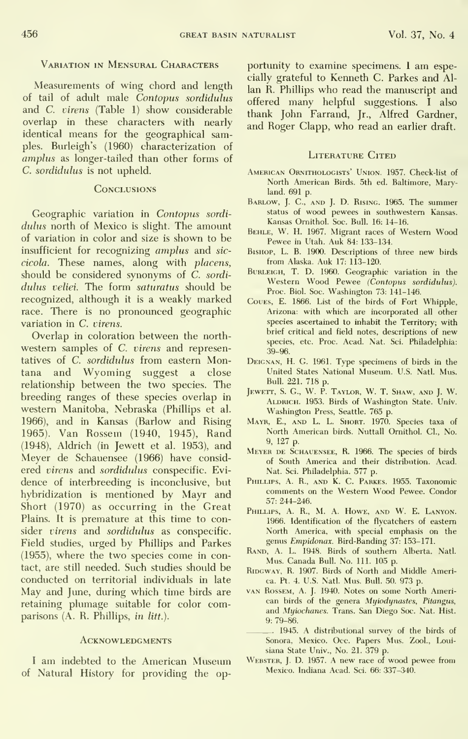## Variation in Mensural Characters

Measurements of wing chord and length of tail of adult male *Contopus sordidulus* and *C. virens* (Table 1) show considerable overlap in these characters with nearly identical means for the geographical samples. Burleigh's (1960) characterization of *amplus* as longer-tailed than other forms of *C. sordidulus* is not upheld.

## Conclusions

Geographic variation in *Contopus sordidulus* north of Mexico is slight. The amount of variation in color and size is shown to be insufficient for recognizing *amplus* and *siccicola*. These names, along with *placens*, should be considered synonyms of *C. sordidulus veliei*. The form *saturatus* should be recognized, although it is a weakly marked race. There is no pronounced geographic variation in *C. virens*.

Overlap in coloration between the northwestern samples of *C. virens* and representatives of *C. sordidulus* from eastern Montana and Wyoming suggest a close relationship between the two species. The breeding ranges of these species overlap in western Manitoba, Nebraska (Phillips et al. 1966), and in Kansas (Barlow and Rising 1965). Van Rossem (1940, 1945), Rand (1948), Aldrich (in Jewett et al. 1953), and Meyer de Schauensee (1966) have considered *virens* and *sordidulus* conspecific. Evidence of interbreeding is inconclusive, but hybridization is mentioned by Mayr and Short (1970) as occurring in the Great Plains. It is premature at this time to consider *virens* and *sordidulus* as conspecific. Field studies, urged by Phillips and Parkes (1955), where the two species come in contact, are still needed. Such studies should be conducted on territorial individuals in late May and June, during which time birds are retaining plumage suitable for color comparisons (A. R. Phillips, *in litt.*).

## Acknowledgments

I am indebted to the American Museum of Natural History for providing the opportunity to examine specimens. I am especially grateful to Kenneth C. Parkes and Allan R. Phillips who read the manuscript and offered many helpful suggestions. I also thank John Farrand, Jr., Alfred Gardner, and Roger Clapp, who read an earlier draft.

## Literature Cited

American Ornithologists' Union. 1957. Check-list of North American Birds. 5th ed. Baltimore, Maryland. 691 p.

Barlow, J. C., and J. D. Rising. 1965. The summer status of wood pewees in southwestern Kansas. Kansas Ornithol. Soc. Bull. 16: 14–16.

Behle, W. H. 1967. Migrant races of Western Wood Pewee in Utah. Auk 84: 133–134.

Bishop, L. B. 1900. Descriptions of three new birds from Alaska. Auk 17: 113–120.

Burleigh, T. D. 1960. Geographic variation in the Western Wood Pewee *(Contopus sordidulus)*. Proc. Biol. Soc. Washington 73: 141–146.

Coues, E. 1866. List of the birds of Fort Whipple, Arizona: with which are incorporated all other species ascertained to inhabit the Territory; with brief critical and field notes, descriptions of new species, etc. Proc. Acad. Nat. Sci. Philadelphia: 39–96.

Deignan, H. G. 1961. Type specimens of birds in the United States National Museum. U.S. Natl. Mus. Bull. 221. 718 p.

Jewett, S. G., W. P. Taylor, W. T. Shaw, and J. W. Aldrich. 1953. Birds of Washington State. Univ. Washington Press, Seattle. 765 p.

Mayr, E., and L. L. Short. 1970. Species taxa of North American birds. Nuttall Ornithol. Cl., No. 9, 127 p.

Meyer de Schauensee, R. 1966. The species of birds of South America and their distribution. Acad. Nat. Sci. Philadelphia. 577 p.

Phillips, A. R., and K. C. Parkes. 1955. Taxonomic comments on the Western Wood Pewee. Condor 57: 244–246.

Phillips, A. R., M. A. Howe, and W. E. Lanyon. 1966. Identification of the flycatchers of eastern North America, with special emphasis on the genus *Empidonax*. Bird-Banding 37: 153–171.

Rand, A. L. 1948. Birds of southern Alberta. Natl. Mus. Canada Bull. No. 111. 105 p.

Ridgway, R. 1907. Birds of North and Middle America. Pt. 4. U.S. Natl. Mus. Bull. 50. 973 p.

van Rossem, A. J. 1940. Notes on some North American birds of the genera *Myiodynastes*, *Pitangus*, and *Myiochanes*. Trans. San Diego Soc. Nat. Hist. 9: 79–86.

———. 1945. A distributional survey of the birds of Sonora, Mexico. Occ. Papers Mus. Zool., Louisiana State Univ., No. 21. 379 p.

Webster, J. D. 1957. A new race of wood pewee from Mexico. Indiana Acad. Sci. 66: 337–340.